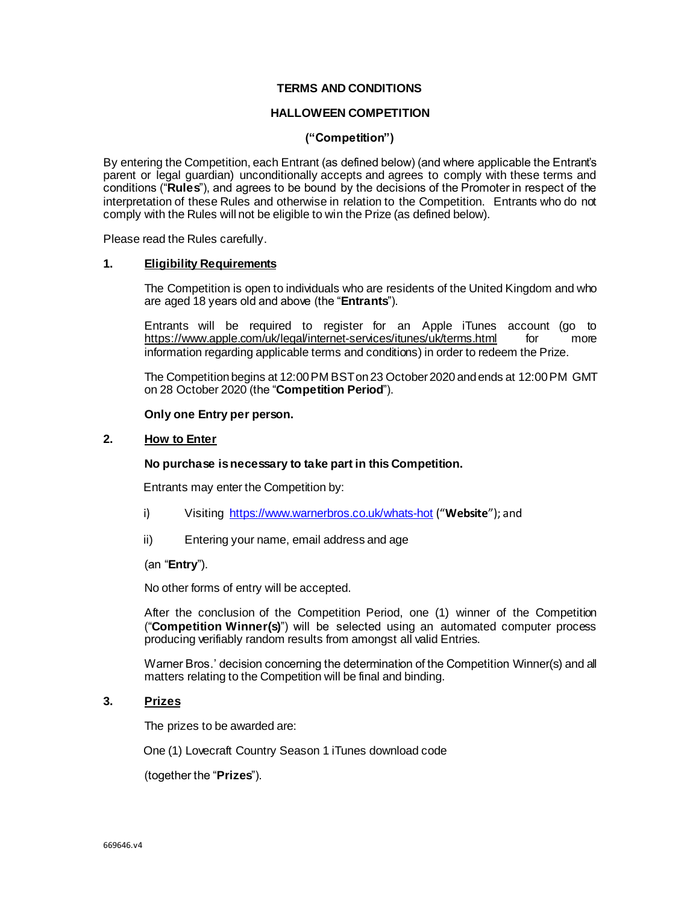# TERMS AND CONDITIONS

## HALLOWEEN COMPETITION

## ("Competition")

By entering the Competition, each Entrant (as defined below) (and where applicable the Entrant's parent or legal guardian) unconditionally accepts and agrees to comply with these terms and conditions ("**Rules**"), and agrees to be bound by the decisions of the Promoter in respect of the interpretation of these Rules and otherwise in relation to the Competition. Entrants who do not comply with the Rules will not be eligible to win the Prize (as defined below).

Please read the Rules carefully.

### 1. Eligibility Requirements

The Competition is open to individuals who are residents of the United Kingdom and who are aged 18 years old and above (the "**Entrants**").

Entrants will be required to register for an Apple iTunes account (go to https://www.apple.com/uk/legal/internet-services/itunes/uk/terms.html for more information regarding applicable terms and conditions) in order to redeem the Prize.

The Competition begins at 12:00 PM BST on 23 October 2020 and ends at 12:00 PM GMT on 28 October 2020 (the "**Competition Period**").

**Only one Entry per person.**

### 2. How to Enter

**No purchase is necessary to take part in this Competition.**

Entrants may enter the Competition by:

i) Visiting https://www.warnerbros.co.uk/whats-hot ("**Website**"); and

ii) Entering your name, email address and age

(an "**Entry**").

No other forms of entry will be accepted.

After the conclusion of the Competition Period, one (1) winner of the Competition ("**Competition Winner(s)**") will be selected using an automated computer process producing verifiably random results from amongst all valid Entries.

Warner Bros.' decision concerning the determination of the Competition Winner(s) and all matters relating to the Competition will be final and binding.

### 3. Prizes

The prizes to be awarded are:

One (1) Lovecraft Country Season 1 iTunes download code

(together the "**Prizes**").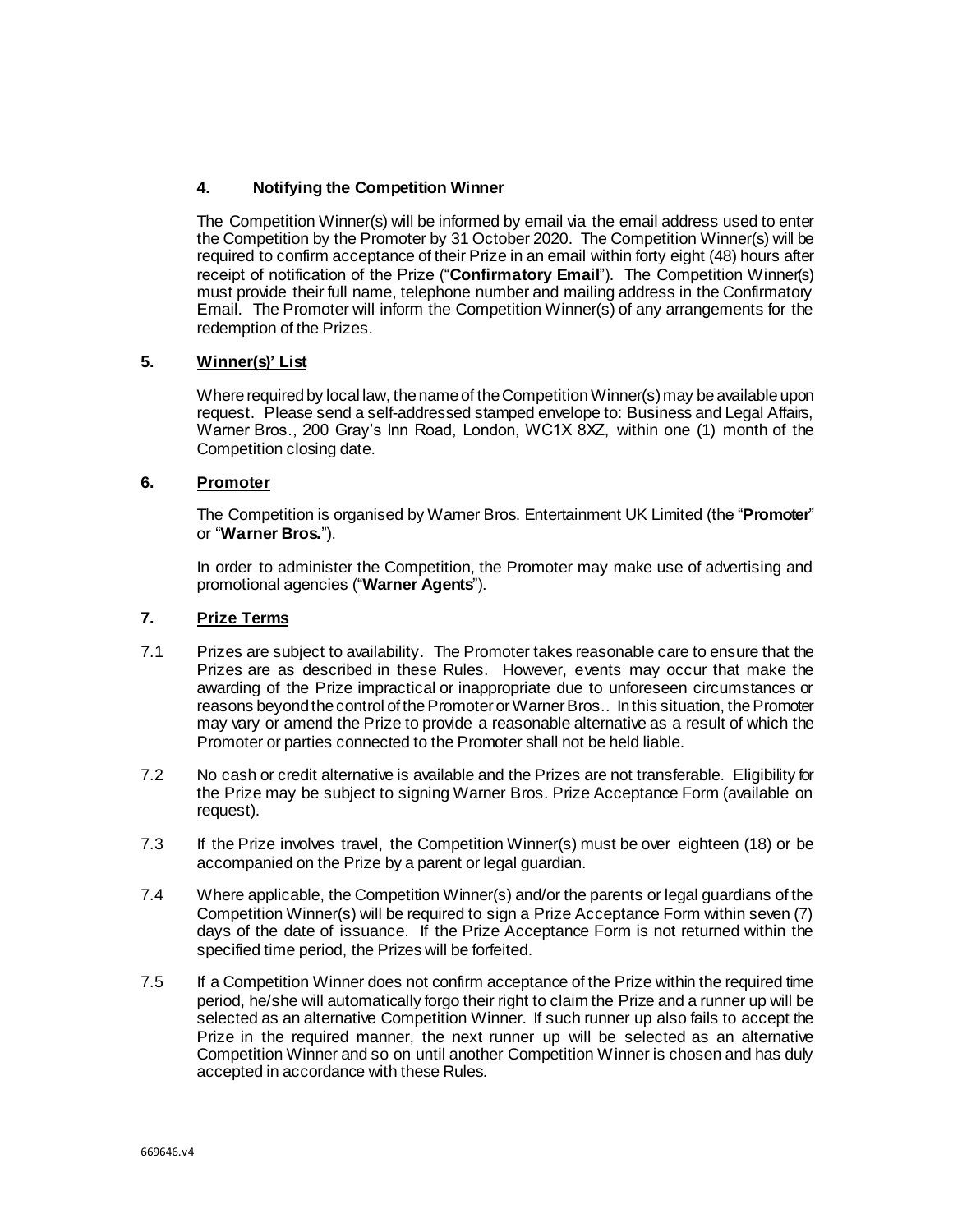## 4. Notifying the Competition Winner

The Competition Winner(s) will be informed by email via the email address used to enter the Competition by the Promoter by 31 October 2020. The Competition Winner(s) will be required to confirm acceptance of their Prize in an email within forty eight (48) hours after receipt of notification of the Prize ("**Confirmatory Email**"). The Competition Winner(s) must provide their full name, telephone number and mailing address in the Confirmatory Email. The Promoter will inform the Competition Winner(s) of any arrangements for the redemption of the Prizes.

## 5. Winner(s)' List

Where required by local law, the name of the Competition Winner(s) may be available upon request. Please send a self-addressed stamped envelope to: Business and Legal Affairs, Warner Bros., 200 Gray's Inn Road, London, WC1X 8XZ, within one (1) month of the Competition closing date.

## 6. Promoter

The Competition is organised by Warner Bros. Entertainment UK Limited (the "**Promoter**" or "**Warner Bros.**").

In order to administer the Competition, the Promoter may make use of advertising and promotional agencies ("**Warner Agents**").

## 7. Prize Terms

7.1 Prizes are subject to availability. The Promoter takes reasonable care to ensure that the Prizes are as described in these Rules. However, events may occur that make the awarding of the Prize impractical or inappropriate due to unforeseen circumstances or reasons beyond the control of the Promoter or Warner Bros.. In this situation, the Promoter may vary or amend the Prize to provide a reasonable alternative as a result of which the Promoter or parties connected to the Promoter shall not be held liable.

7.2 No cash or credit alternative is available and the Prizes are not transferable. Eligibility for the Prize may be subject to signing Warner Bros. Prize Acceptance Form (available on request).

7.3 If the Prize involves travel, the Competition Winner(s) must be over eighteen (18) or be accompanied on the Prize by a parent or legal guardian.

7.4 Where applicable, the Competition Winner(s) and/or the parents or legal guardians of the Competition Winner(s) will be required to sign a Prize Acceptance Form within seven (7) days of the date of issuance. If the Prize Acceptance Form is not returned within the specified time period, the Prizes will be forfeited.

7.5 If a Competition Winner does not confirm acceptance of the Prize within the required time period, he/she will automatically forgo their right to claim the Prize and a runner up will be selected as an alternative Competition Winner. If such runner up also fails to accept the Prize in the required manner, the next runner up will be selected as an alternative Competition Winner and so on until another Competition Winner is chosen and has duly accepted in accordance with these Rules.

669646.v4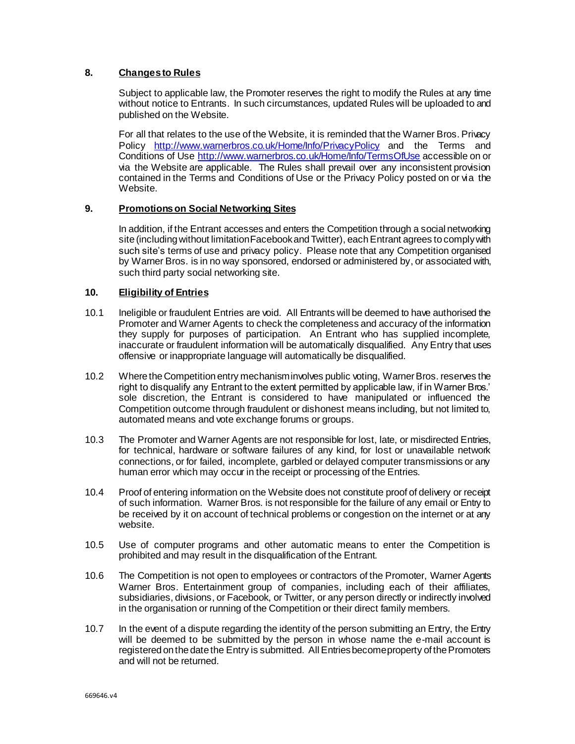## 8. Changes to Rules

Subject to applicable law, the Promoter reserves the right to modify the Rules at any time without notice to Entrants. In such circumstances, updated Rules will be uploaded to and published on the Website.

For all that relates to the use of the Website, it is reminded that the Warner Bros. Privacy Policy http://www.warnerbros.co.uk/Home/Info/PrivacyPolicy and the Terms and Conditions of Use http://www.warnerbros.co.uk/Home/Info/TermsOfUse accessible on or via the Website are applicable. The Rules shall prevail over any inconsistent provision contained in the Terms and Conditions of Use or the Privacy Policy posted on or via the Website.

## 9. Promotions on Social Networking Sites

In addition, if the Entrant accesses and enters the Competition through a social networking site (including without limitation Facebook and Twitter), each Entrant agrees to comply with such site's terms of use and privacy policy. Please note that any Competition organised by Warner Bros. is in no way sponsored, endorsed or administered by, or associated with, such third party social networking site.

## 10. Eligibility of Entries

10.1 Ineligible or fraudulent Entries are void. All Entrants will be deemed to have authorised the Promoter and Warner Agents to check the completeness and accuracy of the information they supply for purposes of participation. An Entrant who has supplied incomplete, inaccurate or fraudulent information will be automatically disqualified. Any Entry that uses offensive or inappropriate language will automatically be disqualified.

10.2 Where the Competition entry mechanism involves public voting, Warner Bros. reserves the right to disqualify any Entrant to the extent permitted by applicable law, if in Warner Bros.' sole discretion, the Entrant is considered to have manipulated or influenced the Competition outcome through fraudulent or dishonest means including, but not limited to, automated means and vote exchange forums or groups.

10.3 The Promoter and Warner Agents are not responsible for lost, late, or misdirected Entries, for technical, hardware or software failures of any kind, for lost or unavailable network connections, or for failed, incomplete, garbled or delayed computer transmissions or any human error which may occur in the receipt or processing of the Entries.

10.4 Proof of entering information on the Website does not constitute proof of delivery or receipt of such information. Warner Bros. is not responsible for the failure of any email or Entry to be received by it on account of technical problems or congestion on the internet or at any website.

10.5 Use of computer programs and other automatic means to enter the Competition is prohibited and may result in the disqualification of the Entrant.

10.6 The Competition is not open to employees or contractors of the Promoter, Warner Agents Warner Bros. Entertainment group of companies, including each of their affiliates, subsidiaries, divisions, or Facebook, or Twitter, or any person directly or indirectly involved in the organisation or running of the Competition or their direct family members.

10.7 In the event of a dispute regarding the identity of the person submitting an Entry, the Entry will be deemed to be submitted by the person in whose name the e-mail account is registered on the date the Entry is submitted. All Entries become property of the Promoters and will not be returned.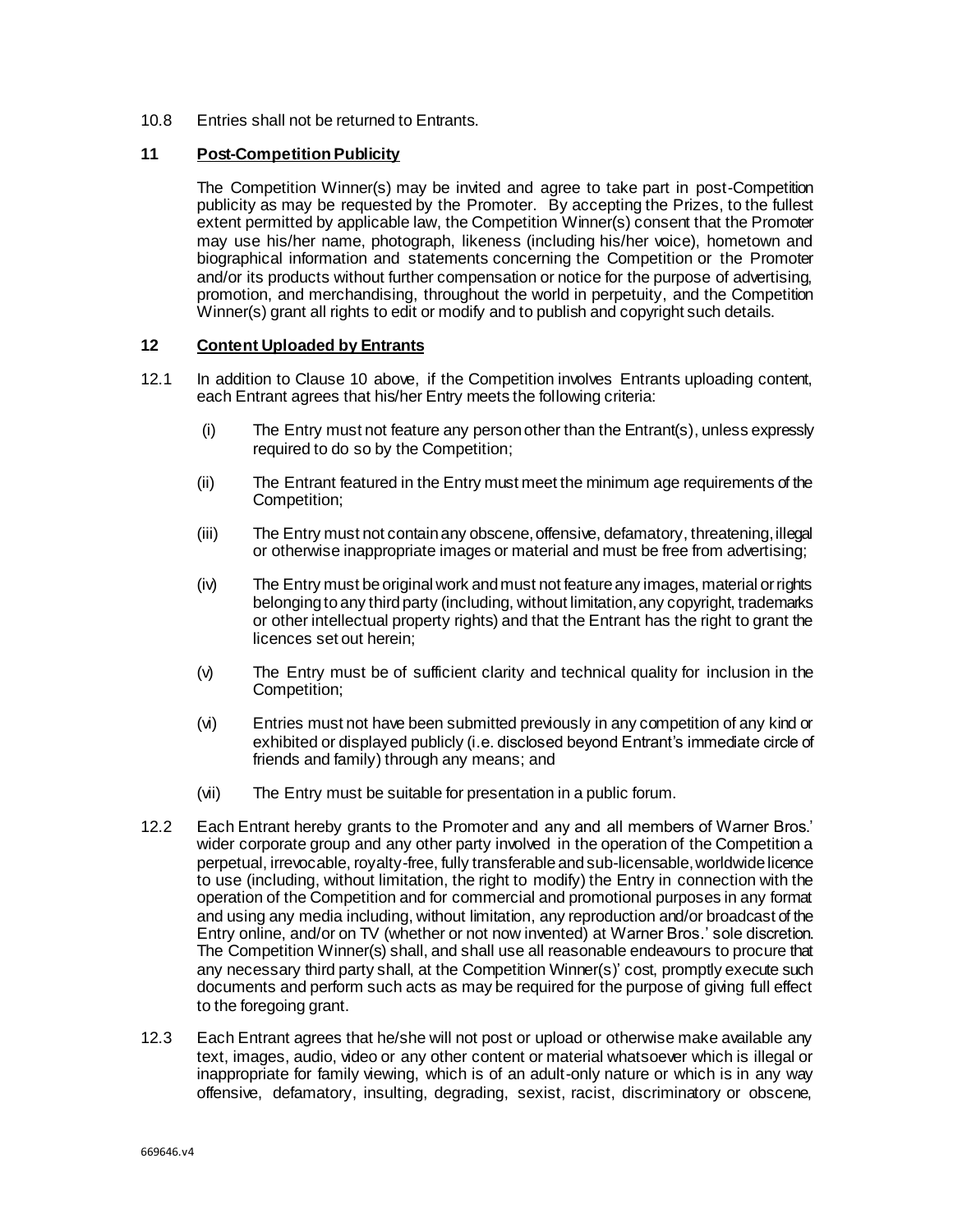10.8 Entries shall not be returned to Entrants.

## 11 Post-Competition Publicity

The Competition Winner(s) may be invited and agree to take part in post-Competition publicity as may be requested by the Promoter. By accepting the Prizes, to the fullest extent permitted by applicable law, the Competition Winner(s) consent that the Promoter may use his/her name, photograph, likeness (including his/her voice), hometown and biographical information and statements concerning the Competition or the Promoter and/or its products without further compensation or notice for the purpose of advertising, promotion, and merchandising, throughout the world in perpetuity, and the Competition Winner(s) grant all rights to edit or modify and to publish and copyright such details.

## 12 Content Uploaded by Entrants

12.1 In addition to Clause 10 above, if the Competition involves Entrants uploading content, each Entrant agrees that his/her Entry meets the following criteria:

(i) The Entry must not feature any person other than the Entrant(s), unless expressly required to do so by the Competition;

(ii) The Entrant featured in the Entry must meet the minimum age requirements of the Competition;

(iii) The Entry must not contain any obscene, offensive, defamatory, threatening, illegal or otherwise inappropriate images or material and must be free from advertising;

(iv) The Entry must be original work and must not feature any images, material or rights belonging to any third party (including, without limitation, any copyright, trademarks or other intellectual property rights) and that the Entrant has the right to grant the licences set out herein;

(v) The Entry must be of sufficient clarity and technical quality for inclusion in the Competition;

(vi) Entries must not have been submitted previously in any competition of any kind or exhibited or displayed publicly (i.e. disclosed beyond Entrant's immediate circle of friends and family) through any means; and

(vii) The Entry must be suitable for presentation in a public forum.

12.2 Each Entrant hereby grants to the Promoter and any and all members of Warner Bros.' wider corporate group and any other party involved in the operation of the Competition a perpetual, irrevocable, royalty-free, fully transferable and sub-licensable, worldwide licence to use (including, without limitation, the right to modify) the Entry in connection with the operation of the Competition and for commercial and promotional purposes in any format and using any media including, without limitation, any reproduction and/or broadcast of the Entry online, and/or on TV (whether or not now invented) at Warner Bros.' sole discretion. The Competition Winner(s) shall, and shall use all reasonable endeavours to procure that any necessary third party shall, at the Competition Winner(s)' cost, promptly execute such documents and perform such acts as may be required for the purpose of giving full effect to the foregoing grant.

12.3 Each Entrant agrees that he/she will not post or upload or otherwise make available any text, images, audio, video or any other content or material whatsoever which is illegal or inappropriate for family viewing, which is of an adult-only nature or which is in any way offensive, defamatory, insulting, degrading, sexist, racist, discriminatory or obscene,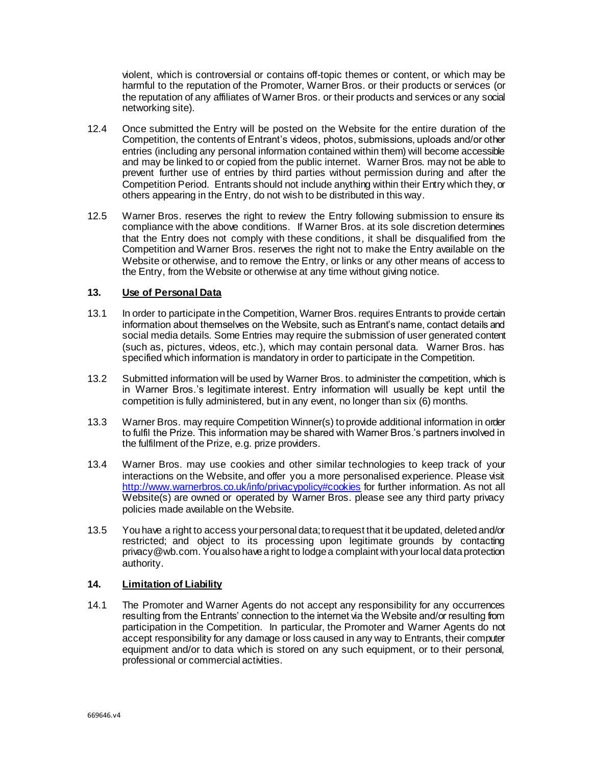violent, which is controversial or contains off-topic themes or content, or which may be harmful to the reputation of the Promoter, Warner Bros. or their products or services (or the reputation of any affiliates of Warner Bros. or their products and services or any social networking site).

12.4 Once submitted the Entry will be posted on the Website for the entire duration of the Competition, the contents of Entrant's videos, photos, submissions, uploads and/or other entries (including any personal information contained within them) will become accessible and may be linked to or copied from the public internet. Warner Bros. may not be able to prevent further use of entries by third parties without permission during and after the Competition Period. Entrants should not include anything within their Entry which they, or others appearing in the Entry, do not wish to be distributed in this way.

12.5 Warner Bros. reserves the right to review the Entry following submission to ensure its compliance with the above conditions. If Warner Bros. at its sole discretion determines that the Entry does not comply with these conditions, it shall be disqualified from the Competition and Warner Bros. reserves the right not to make the Entry available on the Website or otherwise, and to remove the Entry, or links or any other means of access to the Entry, from the Website or otherwise at any time without giving notice.

## 13. Use of Personal Data

13.1 In order to participate in the Competition, Warner Bros. requires Entrants to provide certain information about themselves on the Website, such as Entrant's name, contact details and social media details. Some Entries may require the submission of user generated content (such as, pictures, videos, etc.), which may contain personal data. Warner Bros. has specified which information is mandatory in order to participate in the Competition.

13.2 Submitted information will be used by Warner Bros. to administer the competition, which is in Warner Bros.'s legitimate interest. Entry information will usually be kept until the competition is fully administered, but in any event, no longer than six (6) months.

13.3 Warner Bros. may require Competition Winner(s) to provide additional information in order to fulfil the Prize. This information may be shared with Warner Bros.'s partners involved in the fulfilment of the Prize, e.g. prize providers.

13.4 Warner Bros. may use cookies and other similar technologies to keep track of your interactions on the Website, and offer you a more personalised experience. Please visit http://www.warnerbros.co.uk/info/privacypolicy#cookies for further information. As not all Website(s) are owned or operated by Warner Bros. please see any third party privacy policies made available on the Website.

13.5 You have a right to access your personal data; to request that it be updated, deleted and/or restricted; and object to its processing upon legitimate grounds by contacting privacy@wb.com. You also have a right to lodge a complaint with your local data protection authority.

## 14. Limitation of Liability

14.1 The Promoter and Warner Agents do not accept any responsibility for any occurrences resulting from the Entrants' connection to the internet via the Website and/or resulting from participation in the Competition. In particular, the Promoter and Warner Agents do not accept responsibility for any damage or loss caused in any way to Entrants, their computer equipment and/or to data which is stored on any such equipment, or to their personal, professional or commercial activities.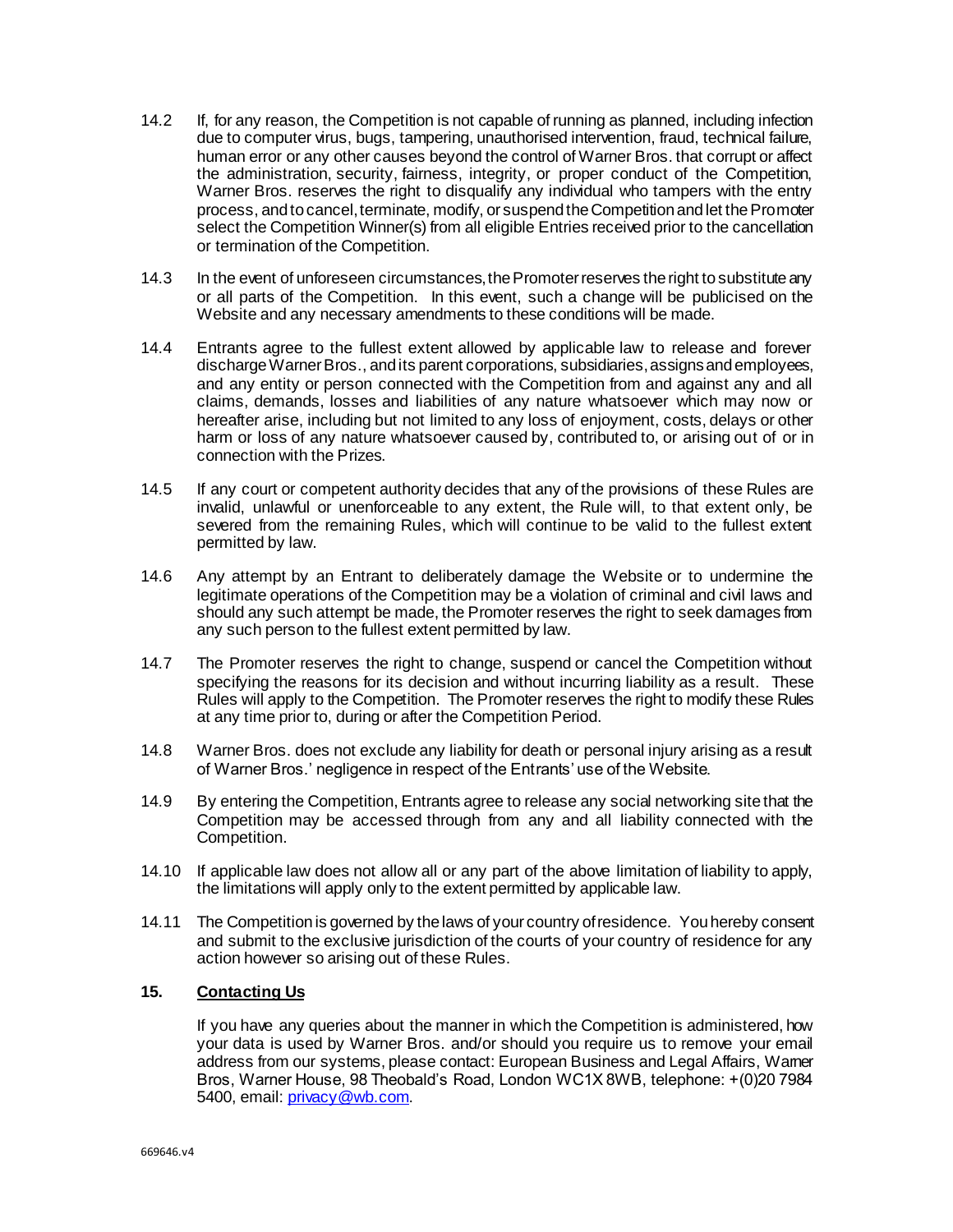14.2 If, for any reason, the Competition is not capable of running as planned, including infection due to computer virus, bugs, tampering, unauthorised intervention, fraud, technical failure, human error or any other causes beyond the control of Warner Bros. that corrupt or affect the administration, security, fairness, integrity, or proper conduct of the Competition, Warner Bros. reserves the right to disqualify any individual who tampers with the entry process, and to cancel, terminate, modify, or suspend the Competition and let the Promoter select the Competition Winner(s) from all eligible Entries received prior to the cancellation or termination of the Competition.

14.3 In the event of unforeseen circumstances, the Promoter reserves the right to substitute any or all parts of the Competition. In this event, such a change will be publicised on the Website and any necessary amendments to these conditions will be made.

14.4 Entrants agree to the fullest extent allowed by applicable law to release and forever discharge Warner Bros., and its parent corporations, subsidiaries, assigns and employees, and any entity or person connected with the Competition from and against any and all claims, demands, losses and liabilities of any nature whatsoever which may now or hereafter arise, including but not limited to any loss of enjoyment, costs, delays or other harm or loss of any nature whatsoever caused by, contributed to, or arising out of or in connection with the Prizes.

14.5 If any court or competent authority decides that any of the provisions of these Rules are invalid, unlawful or unenforceable to any extent, the Rule will, to that extent only, be severed from the remaining Rules, which will continue to be valid to the fullest extent permitted by law.

14.6 Any attempt by an Entrant to deliberately damage the Website or to undermine the legitimate operations of the Competition may be a violation of criminal and civil laws and should any such attempt be made, the Promoter reserves the right to seek damages from any such person to the fullest extent permitted by law.

14.7 The Promoter reserves the right to change, suspend or cancel the Competition without specifying the reasons for its decision and without incurring liability as a result. These Rules will apply to the Competition. The Promoter reserves the right to modify these Rules at any time prior to, during or after the Competition Period.

14.8 Warner Bros. does not exclude any liability for death or personal injury arising as a result of Warner Bros.' negligence in respect of the Entrants' use of the Website.

14.9 By entering the Competition, Entrants agree to release any social networking site that the Competition may be accessed through from any and all liability connected with the Competition.

14.10 If applicable law does not allow all or any part of the above limitation of liability to apply, the limitations will apply only to the extent permitted by applicable law.

14.11 The Competition is governed by the laws of your country of residence. You hereby consent and submit to the exclusive jurisdiction of the courts of your country of residence for any action however so arising out of these Rules.

## 15. Contacting Us

If you have any queries about the manner in which the Competition is administered, how your data is used by Warner Bros. and/or should you require us to remove your email address from our systems, please contact: European Business and Legal Affairs, Warner Bros, Warner House, 98 Theobald's Road, London WC1X 8WB, telephone: +(0)20 7984 5400, email: privacy@wb.com.

669646.v4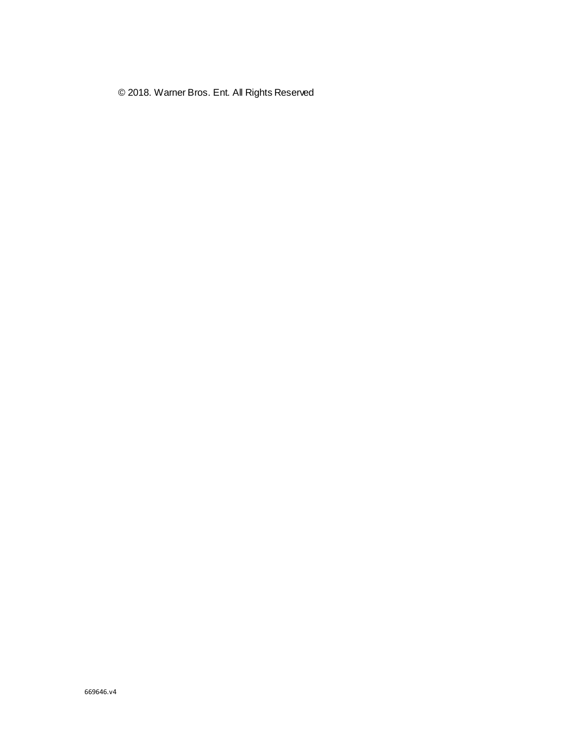© 2018. Warner Bros. Ent. All Rights Reserved

669646.v4